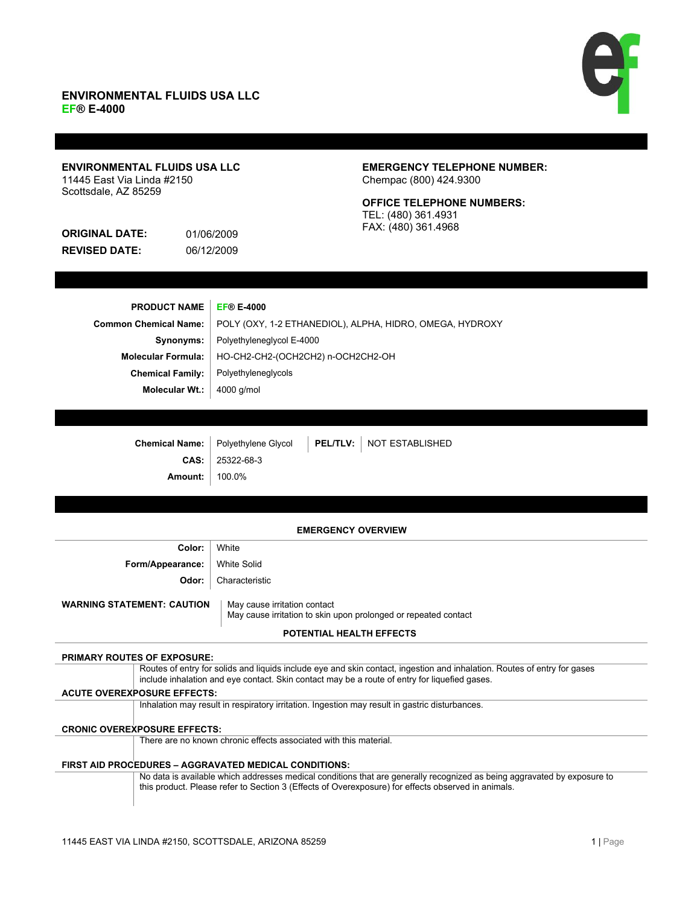## ENVIRONMENTAL FLUIDS USA LLC
## EF® E-4000

**ENVIRONMENTAL FLUIDS USA LLC**
11445 East Via Linda #2150
Scottsdale, AZ 85259

**EMERGENCY TELEPHONE NUMBER:**
Chempac (800) 424.9300

**OFFICE TELEPHONE NUMBERS:**
TEL: (480) 361.4931
FAX: (480) 361.4968

**ORIGINAL DATE:** 01/06/2009
**REVISED DATE:** 06/12/2009

| | |
|---|---|
| **PRODUCT NAME** | **EF® E-4000** |
| **Common Chemical Name:** | POLY (OXY, 1-2 ETHANEDIOL), ALPHA, HIDRO, OMEGA, HYDROXY |
| **Synonyms:** | Polyethyleneglycol E-4000 |
| **Molecular Formula:** | HO-CH2-CH2-(OCH2CH2) n-OCH2CH2-OH |
| **Chemical Family:** | Polyethyleneglycols |
| **Molecular Wt.:** | 4000 g/mol |

| | | | |
|---|---|---|---|
| **Chemical Name:** | Polyethylene Glycol | **PEL/TLV:** | NOT ESTABLISHED |
| **CAS:** | 25322-68-3 | | |
| **Amount:** | 100.0% | | |

### EMERGENCY OVERVIEW

| | |
|---|---|
| **Color:** | White |
| **Form/Appearance:** | White Solid |
| **Odor:** | Characteristic |

**WARNING STATEMENT: CAUTION**
May cause irritation contact
May cause irritation to skin upon prolonged or repeated contact

### POTENTIAL HEALTH EFFECTS

**PRIMARY ROUTES OF EXPOSURE:**
Routes of entry for solids and liquids include eye and skin contact, ingestion and inhalation. Routes of entry for gases include inhalation and eye contact. Skin contact may be a route of entry for liquefied gases.

**ACUTE OVEREXPOSURE EFFECTS:**
Inhalation may result in respiratory irritation. Ingestion may result in gastric disturbances.

**CRONIC OVEREXPOSURE EFFECTS:**
There are no known chronic effects associated with this material.

**FIRST AID PROCEDURES – AGGRAVATED MEDICAL CONDITIONS:**
No data is available which addresses medical conditions that are generally recognized as being aggravated by exposure to this product. Please refer to Section 3 (Effects of Overexposure) for effects observed in animals.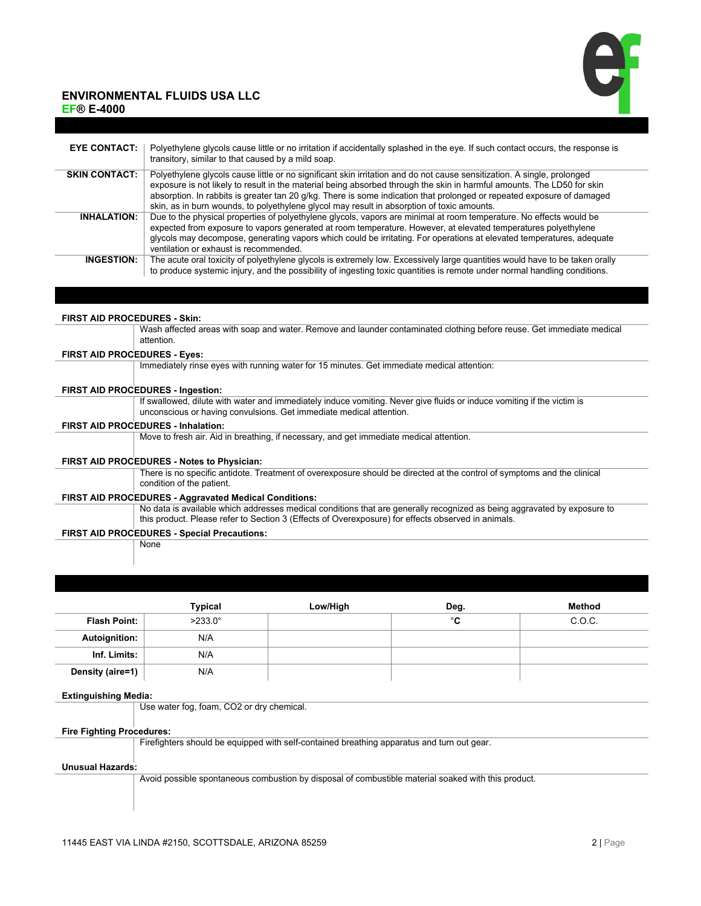| | |
|---|---|
| **EYE CONTACT:** | Polyethylene glycols cause little or no irritation if accidentally splashed in the eye. If such contact occurs, the response is transitory, similar to that caused by a mild soap. |
| **SKIN CONTACT:** | Polyethylene glycols cause little or no significant skin irritation and do not cause sensitization. A single, prolonged exposure is not likely to result in the material being absorbed through the skin in harmful amounts. The LD50 for skin absorption. In rabbits is greater tan 20 g/kg. There is some indication that prolonged or repeated exposure of damaged skin, as in burn wounds, to polyethylene glycol may result in absorption of toxic amounts. |
| **INHALATION:** | Due to the physical properties of polyethylene glycols, vapors are minimal at room temperature. No effects would be expected from exposure to vapors generated at room temperature. However, at elevated temperatures polyethylene glycols may decompose, generating vapors which could be irritating. For operations at elevated temperatures, adequate ventilation or exhaust is recommended. |
| **INGESTION:** | The acute oral toxicity of polyethylene glycols is extremely low. Excessively large quantities would have to be taken orally to produce systemic injury, and the possibility of ingesting toxic quantities is remote under normal handling conditions. |

**FIRST AID PROCEDURES - Skin:**

Wash affected areas with soap and water. Remove and launder contaminated clothing before reuse. Get immediate medical attention.

**FIRST AID PROCEDURES - Eyes:**

Immediately rinse eyes with running water for 15 minutes. Get immediate medical attention:

**FIRST AID PROCEDURES - Ingestion:**

If swallowed, dilute with water and immediately induce vomiting. Never give fluids or induce vomiting if the victim is unconscious or having convulsions. Get immediate medical attention.

**FIRST AID PROCEDURES - Inhalation:**

Move to fresh air. Aid in breathing, if necessary, and get immediate medical attention.

**FIRST AID PROCEDURES - Notes to Physician:**

There is no specific antidote. Treatment of overexposure should be directed at the control of symptoms and the clinical condition of the patient.

**FIRST AID PROCEDURES - Aggravated Medical Conditions:**

No data is available which addresses medical conditions that are generally recognized as being aggravated by exposure to this product. Please refer to Section 3 (Effects of Overexposure) for effects observed in animals.

**FIRST AID PROCEDURES - Special Precautions:**

None

| | Typical | Low/High | Deg. | Method |
|---|---|---|---|---|
| **Flash Point:** | >233.0° | | °C | C.O.C. |
| **Autoignition:** | N/A | | | |
| **Inf. Limits:** | N/A | | | |
| **Density (aire=1)** | N/A | | | |

**Extinguishing Media:**

Use water fog, foam, CO2 or dry chemical.

**Fire Fighting Procedures:**

Firefighters should be equipped with self-contained breathing apparatus and turn out gear.

**Unusual Hazards:**

Avoid possible spontaneous combustion by disposal of combustible material soaked with this product.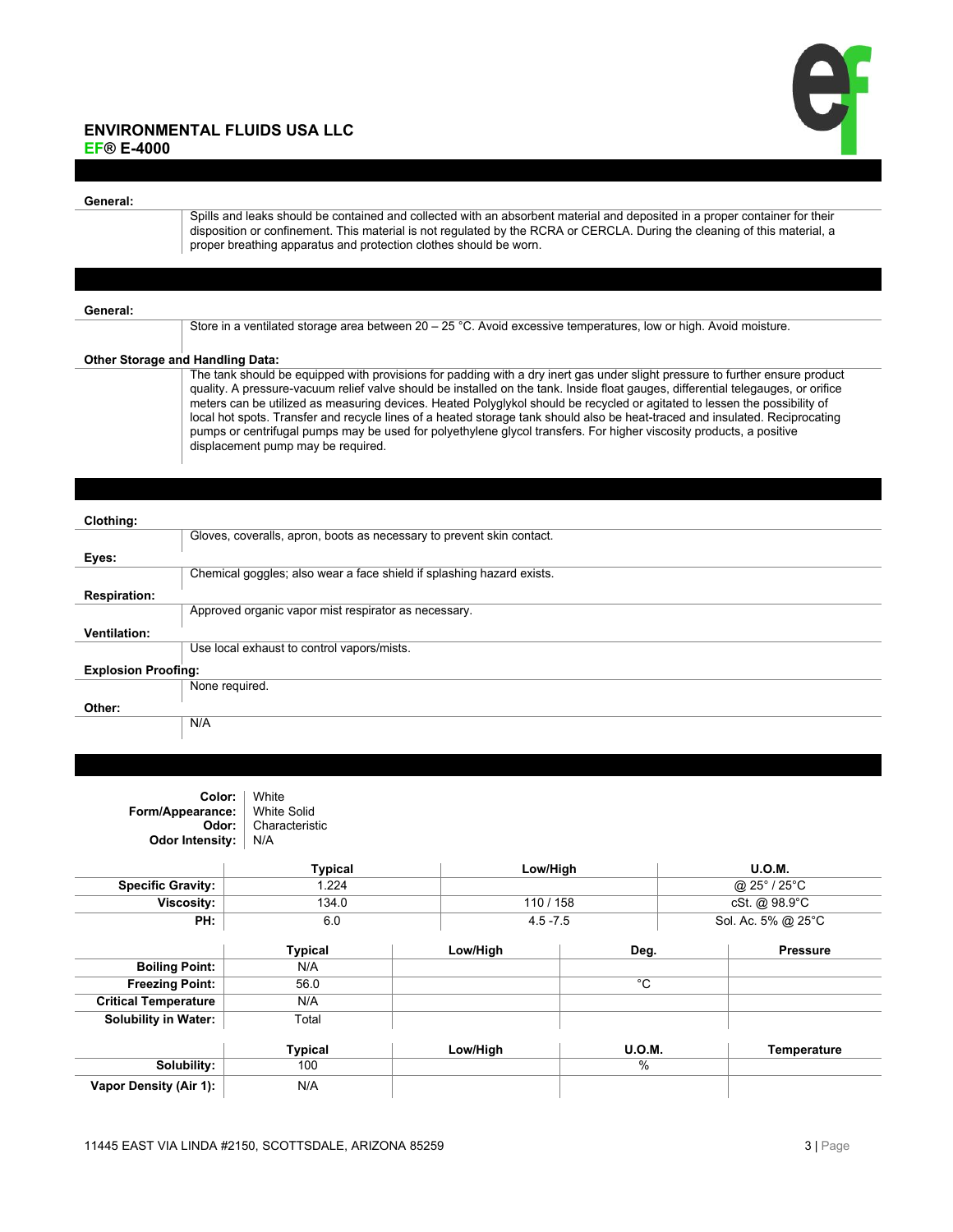**ENVIRONMENTAL FLUIDS USA LLC**
**EF® E-4000**

**General:**

Spills and leaks should be contained and collected with an absorbent material and deposited in a proper container for their disposition or confinement. This material is not regulated by the RCRA or CERCLA. During the cleaning of this material, a proper breathing apparatus and protection clothes should be worn.

**General:**

Store in a ventilated storage area between 20 – 25 °C. Avoid excessive temperatures, low or high. Avoid moisture.

**Other Storage and Handling Data:**

The tank should be equipped with provisions for padding with a dry inert gas under slight pressure to further ensure product quality. A pressure-vacuum relief valve should be installed on the tank. Inside float gauges, differential telegauges, or orifice meters can be utilized as measuring devices. Heated Polyglykol should be recycled or agitated to lessen the possibility of local hot spots. Transfer and recycle lines of a heated storage tank should also be heat-traced and insulated. Reciprocating pumps or centrifugal pumps may be used for polyethylene glycol transfers. For higher viscosity products, a positive displacement pump may be required.

**Clothing:**

Gloves, coveralls, apron, boots as necessary to prevent skin contact.

**Eyes:**

Chemical goggles; also wear a face shield if splashing hazard exists.

**Respiration:**

Approved organic vapor mist respirator as necessary.

**Ventilation:**

Use local exhaust to control vapors/mists.

**Explosion Proofing:**

None required.

**Other:**

N/A

**Color:** White
**Form/Appearance:** White Solid
**Odor:** Characteristic
**Odor Intensity:** N/A

| | Typical | Low/High | U.O.M. |
|---|---|---|---|
| **Specific Gravity:** | 1.224 | | @ 25° / 25°C |
| **Viscosity:** | 134.0 | 110 / 158 | cSt. @ 98.9°C |
| **PH:** | 6.0 | 4.5 -7.5 | Sol. Ac. 5% @ 25°C |

| | Typical | Low/High | Deg. | Pressure |
|---|---|---|---|---|
| **Boiling Point:** | N/A | | | |
| **Freezing Point:** | 56.0 | | °C | |
| **Critical Temperature** | N/A | | | |
| **Solubility in Water:** | Total | | | |

| | Typical | Low/High | U.O.M. | Temperature |
|---|---|---|---|---|
| **Solubility:** | 100 | | % | |
| **Vapor Density (Air 1):** | N/A | | | |

11445 EAST VIA LINDA #2150, SCOTTSDALE, ARIZONA 85259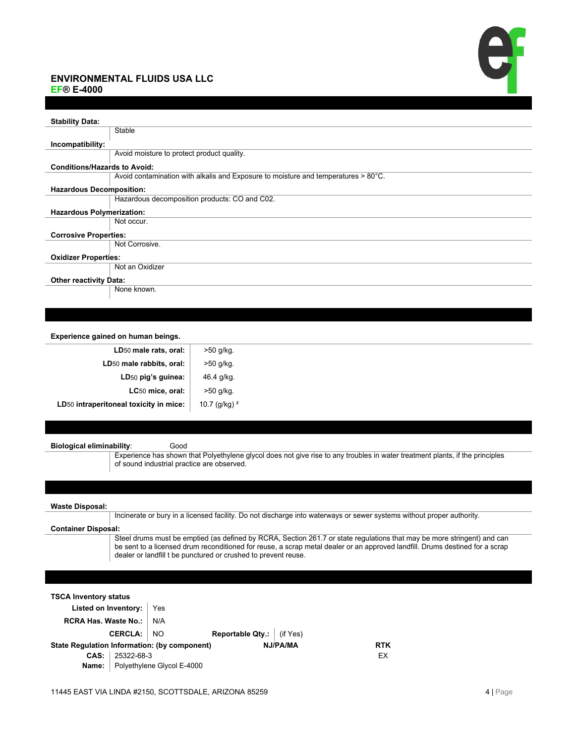**ENVIRONMENTAL FLUIDS USA LLC**
**EF® E-4000**

**Stability Data:**

Stable

**Incompatibility:**

Avoid moisture to protect product quality.

**Conditions/Hazards to Avoid:**

Avoid contamination with alkalis and Exposure to moisture and temperatures > 80°C.

**Hazardous Decomposition:**

Hazardous decomposition products: CO and C02.

**Hazardous Polymerization:**

Not occur.

**Corrosive Properties:**

Not Corrosive.

**Oxidizer Properties:**

Not an Oxidizer

**Other reactivity Data:**

None known.

**Experience gained on human beings.**

| | |
|---|---|
| **$LD_{50}$ male rats, oral:** | >50 g/kg. |
| **$LD_{50}$ male rabbits, oral:** | >50 g/kg. |
| **$LD_{50}$ pig's guinea:** | 46.4 g/kg. |
| **$LC_{50}$ mice, oral:** | >50 g/kg. |
| **$LD_{50}$ intraperitoneal toxicity in mice:** | 10.7 (g/kg) [2] |

**Biological eliminability**: Good

Experience has shown that Polyethylene glycol does not give rise to any troubles in water treatment plants, if the principles of sound industrial practice are observed.

**Waste Disposal:**

Incinerate or bury in a licensed facility. Do not discharge into waterways or sewer systems without proper authority.

**Container Disposal:**

Steel drums must be emptied (as defined by RCRA, Section 261.7 or state regulations that may be more stringent) and can be sent to a licensed drum reconditioned for reuse, a scrap metal dealer or an approved landfill. Drums destined for a scrap dealer or landfill t be punctured or crushed to prevent reuse.

**TSCA Inventory status**

**Listed on Inventory:** Yes

**RCRA Has. Waste No.:** N/A

**CERCLA:** NO **Reportable Qty.:** (if Yes)

| State Regulation Information: (by component) | NJ/PA/MA | RTK |
|---|---|---|
| **CAS:** 25322-68-3 | | EX |
| **Name:** Polyethylene Glycol E-4000 | | |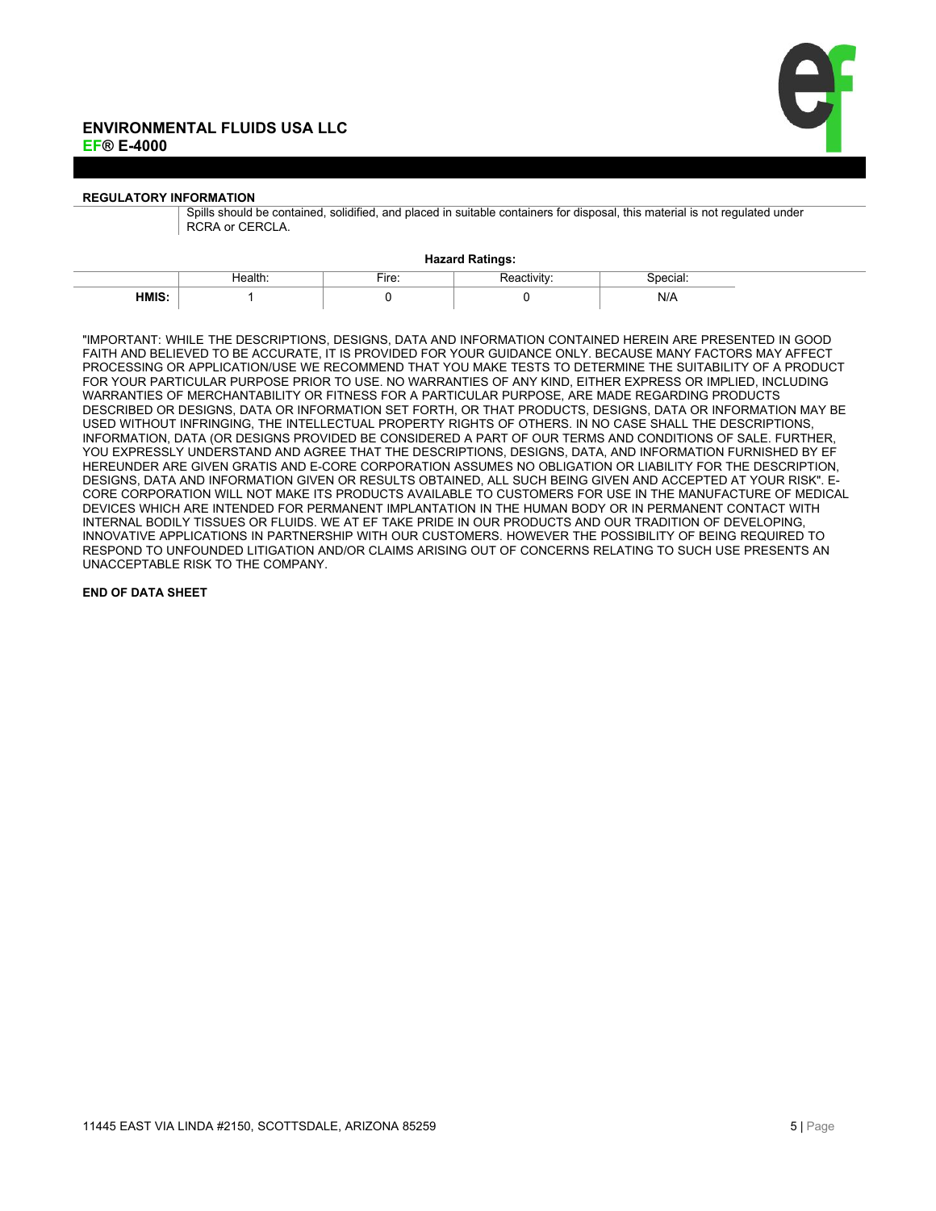## REGULATORY INFORMATION

Spills should be contained, solidified, and placed in suitable containers for disposal, this material is not regulated under RCRA or CERCLA.

**Hazard Ratings:**

| | Health: | Fire: | Reactivity: | Special: |
|---|---|---|---|---|
| **HMIS:** | 1 | 0 | 0 | N/A |

"IMPORTANT: WHILE THE DESCRIPTIONS, DESIGNS, DATA AND INFORMATION CONTAINED HEREIN ARE PRESENTED IN GOOD FAITH AND BELIEVED TO BE ACCURATE, IT IS PROVIDED FOR YOUR GUIDANCE ONLY. BECAUSE MANY FACTORS MAY AFFECT PROCESSING OR APPLICATION/USE WE RECOMMEND THAT YOU MAKE TESTS TO DETERMINE THE SUITABILITY OF A PRODUCT FOR YOUR PARTICULAR PURPOSE PRIOR TO USE. NO WARRANTIES OF ANY KIND, EITHER EXPRESS OR IMPLIED, INCLUDING WARRANTIES OF MERCHANTABILITY OR FITNESS FOR A PARTICULAR PURPOSE, ARE MADE REGARDING PRODUCTS DESCRIBED OR DESIGNS, DATA OR INFORMATION SET FORTH, OR THAT PRODUCTS, DESIGNS, DATA OR INFORMATION MAY BE USED WITHOUT INFRINGING, THE INTELLECTUAL PROPERTY RIGHTS OF OTHERS. IN NO CASE SHALL THE DESCRIPTIONS, INFORMATION, DATA (OR DESIGNS PROVIDED BE CONSIDERED A PART OF OUR TERMS AND CONDITIONS OF SALE. FURTHER, YOU EXPRESSLY UNDERSTAND AND AGREE THAT THE DESCRIPTIONS, DESIGNS, DATA, AND INFORMATION FURNISHED BY EF HEREUNDER ARE GIVEN GRATIS AND E-CORE CORPORATION ASSUMES NO OBLIGATION OR LIABILITY FOR THE DESCRIPTION, DESIGNS, DATA AND INFORMATION GIVEN OR RESULTS OBTAINED, ALL SUCH BEING GIVEN AND ACCEPTED AT YOUR RISK". E-CORE CORPORATION WILL NOT MAKE ITS PRODUCTS AVAILABLE TO CUSTOMERS FOR USE IN THE MANUFACTURE OF MEDICAL DEVICES WHICH ARE INTENDED FOR PERMANENT IMPLANTATION IN THE HUMAN BODY OR IN PERMANENT CONTACT WITH INTERNAL BODILY TISSUES OR FLUIDS. WE AT EF TAKE PRIDE IN OUR PRODUCTS AND OUR TRADITION OF DEVELOPING, INNOVATIVE APPLICATIONS IN PARTNERSHIP WITH OUR CUSTOMERS. HOWEVER THE POSSIBILITY OF BEING REQUIRED TO RESPOND TO UNFOUNDED LITIGATION AND/OR CLAIMS ARISING OUT OF CONCERNS RELATING TO SUCH USE PRESENTS AN UNACCEPTABLE RISK TO THE COMPANY.

**END OF DATA SHEET**